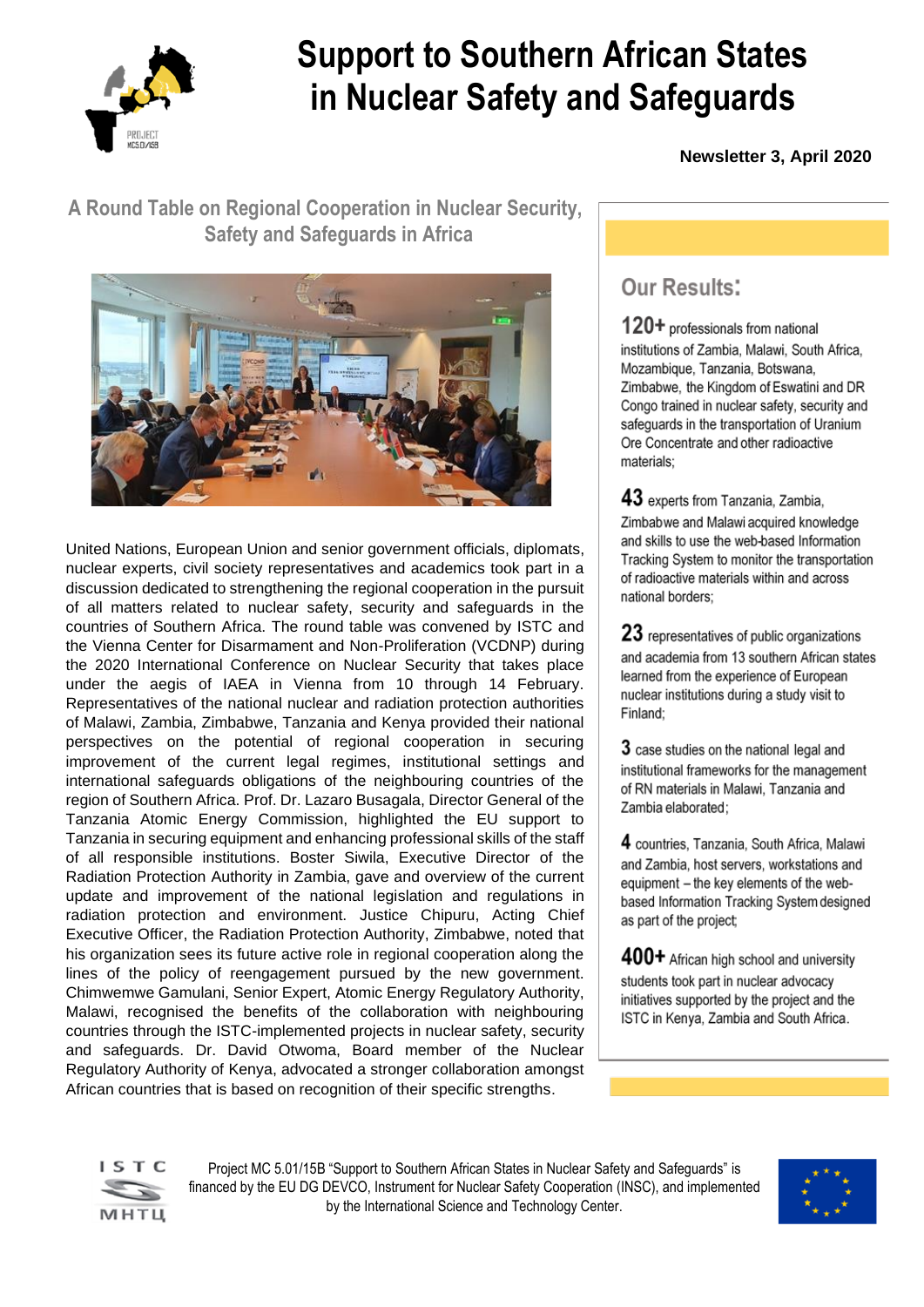# Support to Southern African States in Nuclear Safety and Safeguards

**Newsletter 3, April 2020**

## A Round Table on Regional Cooperation in Nuclear Security, Safety and Safeguards in Africa

United Nations, European Union and senior government officials, diplomats, nuclear experts, civil society representatives and academics took part in a discussion dedicated to strengthening the regional cooperation in the pursuit of all matters related to nuclear safety, security and safeguards in the countries of Southern Africa. The round table was convened by ISTC and the Vienna Center for Disarmament and Non-Proliferation (VCDNP) during the 2020 International Conference on Nuclear Security that takes place under the aegis of IAEA in Vienna from 10 through 14 February. Representatives of the national nuclear and radiation protection authorities of Malawi, Zambia, Zimbabwe, Tanzania and Kenya provided their national perspectives on the potential of regional cooperation in securing improvement of the current legal regimes, institutional settings and international safeguards obligations of the neighbouring countries of the region of Southern Africa. Prof. Dr. Lazaro Busagala, Director General of the Tanzania Atomic Energy Commission, highlighted the EU support to Tanzania in securing equipment and enhancing professional skills of the staff of all responsible institutions. Boster Siwila, Executive Director of the Radiation Protection Authority in Zambia, gave and overview of the current update and improvement of the national legislation and regulations in radiation protection and environment. Justice Chipuru, Acting Chief Executive Officer, the Radiation Protection Authority, Zimbabwe, noted that his organization sees its future active role in regional cooperation along the lines of the policy of reengagement pursued by the new government. Chimwemwe Gamulani, Senior Expert, Atomic Energy Regulatory Authority, Malawi, recognised the benefits of the collaboration with neighbouring countries through the ISTC-implemented projects in nuclear safety, security and safeguards. Dr. David Otwoma, Board member of the Nuclear Regulatory Authority of Kenya, advocated a stronger collaboration amongst African countries that is based on recognition of their specific strengths.

## Our Results:

**120+** professionals from national institutions of Zambia, Malawi, South Africa, Mozambique, Tanzania, Botswana, Zimbabwe, the Kingdom of Eswatini and DR Congo trained in nuclear safety, security and safeguards in the transportation of Uranium Ore Concentrate and other radioactive materials;

**43** experts from Tanzania, Zambia, Zimbabwe and Malawi acquired knowledge and skills to use the web-based Information Tracking System to monitor the transportation of radioactive materials within and across national borders;

**23** representatives of public organizations and academia from 13 southern African states learned from the experience of European nuclear institutions during a study visit to Finland;

**3** case studies on the national legal and institutional frameworks for the management of RN materials in Malawi, Tanzania and Zambia elaborated;

**4** countries, Tanzania, South Africa, Malawi and Zambia, host servers, workstations and equipment – the key elements of the web-based Information Tracking System designed as part of the project;

**400+** African high school and university students took part in nuclear advocacy initiatives supported by the project and the ISTC in Kenya, Zambia and South Africa.

Project MC 5.01/15B "Support to Southern African States in Nuclear Safety and Safeguards" is financed by the EU DG DEVCO, Instrument for Nuclear Safety Cooperation (INSC), and implemented by the International Science and Technology Center.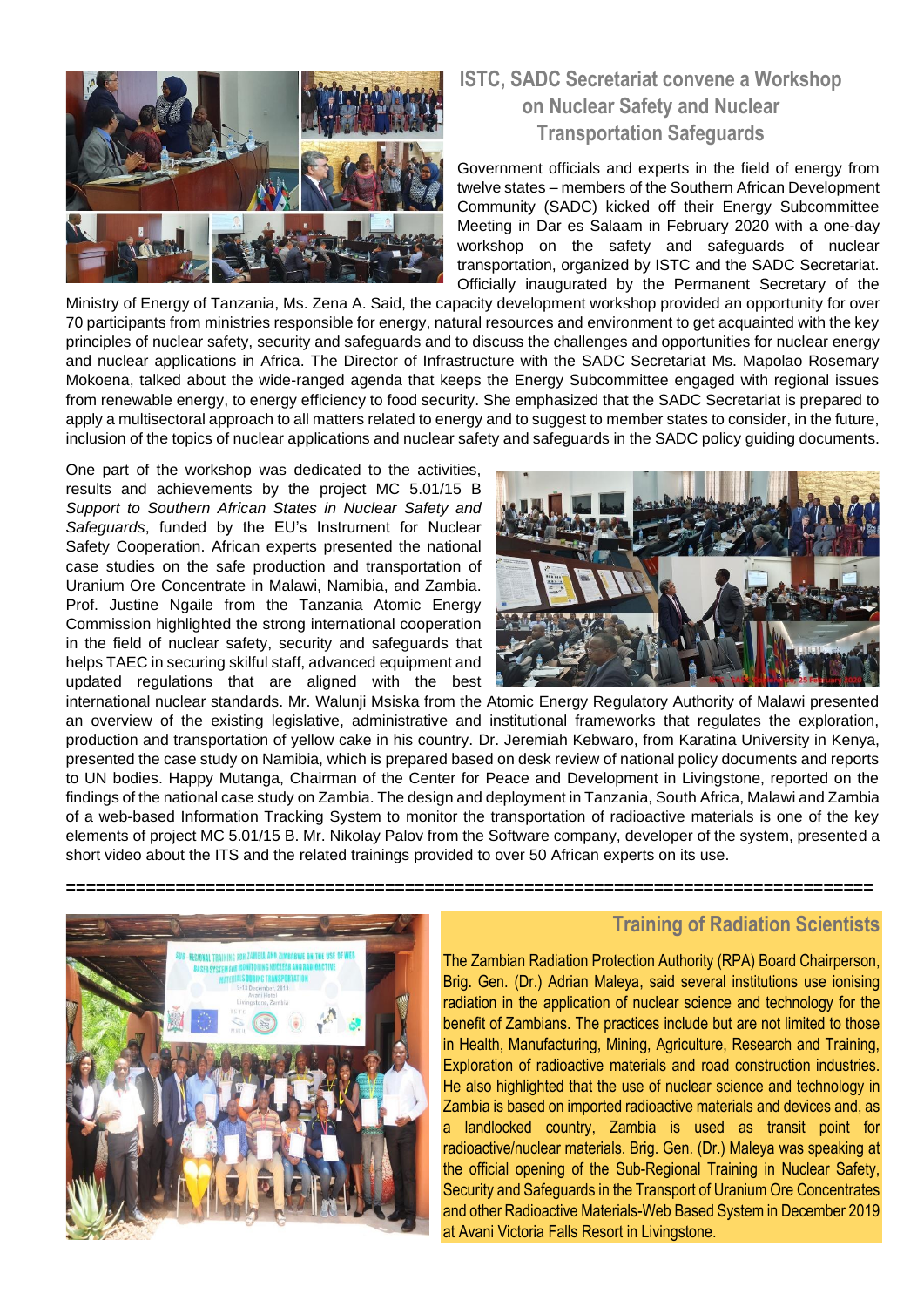## ISTC, SADC Secretariat convene a Workshop on Nuclear Safety and Nuclear Transportation Safeguards

Government officials and experts in the field of energy from twelve states – members of the Southern African Development Community (SADC) kicked off their Energy Subcommittee Meeting in Dar es Salaam in February 2020 with a one-day workshop on the safety and safeguards of nuclear transportation, organized by ISTC and the SADC Secretariat. Officially inaugurated by the Permanent Secretary of the Ministry of Energy of Tanzania, Ms. Zena A. Said, the capacity development workshop provided an opportunity for over 70 participants from ministries responsible for energy, natural resources and environment to get acquainted with the key principles of nuclear safety, security and safeguards and to discuss the challenges and opportunities for nuclear energy and nuclear applications in Africa. The Director of Infrastructure with the SADC Secretariat Ms. Mapolao Rosemary Mokoena, talked about the wide-ranged agenda that keeps the Energy Subcommittee engaged with regional issues from renewable energy, to energy efficiency to food security. She emphasized that the SADC Secretariat is prepared to apply a multisectoral approach to all matters related to energy and to suggest to member states to consider, in the future, inclusion of the topics of nuclear applications and nuclear safety and safeguards in the SADC policy guiding documents.

One part of the workshop was dedicated to the activities, results and achievements by the project MC 5.01/15 B *Support to Southern African States in Nuclear Safety and Safeguards*, funded by the EU's Instrument for Nuclear Safety Cooperation. African experts presented the national case studies on the safe production and transportation of Uranium Ore Concentrate in Malawi, Namibia, and Zambia. Prof. Justine Ngaile from the Tanzania Atomic Energy Commission highlighted the strong international cooperation in the field of nuclear safety, security and safeguards that helps TAEC in securing skilful staff, advanced equipment and updated regulations that are aligned with the best international nuclear standards. Mr. Walunji Msiska from the Atomic Energy Regulatory Authority of Malawi presented an overview of the existing legislative, administrative and institutional frameworks that regulates the exploration, production and transportation of yellow cake in his country. Dr. Jeremiah Kebwaro, from Karatina University in Kenya, presented the case study on Namibia, which is prepared based on desk review of national policy documents and reports to UN bodies. Happy Mutanga, Chairman of the Center for Peace and Development in Livingstone, reported on the findings of the national case study on Zambia. The design and deployment in Tanzania, South Africa, Malawi and Zambia of a web-based Information Tracking System to monitor the transportation of radioactive materials is one of the key elements of project MC 5.01/15 B. Mr. Nikolay Palov from the Software company, developer of the system, presented a short video about the ITS and the related trainings provided to over 50 African experts on its use.

---

## Training of Radiation Scientists

The Zambian Radiation Protection Authority (RPA) Board Chairperson, Brig. Gen. (Dr.) Adrian Maleya, said several institutions use ionising radiation in the application of nuclear science and technology for the benefit of Zambians. The practices include but are not limited to those in Health, Manufacturing, Mining, Agriculture, Research and Training, Exploration of radioactive materials and road construction industries. He also highlighted that the use of nuclear science and technology in Zambia is based on imported radioactive materials and devices and, as a landlocked country, Zambia is used as transit point for radioactive/nuclear materials. Brig. Gen. (Dr.) Maleya was speaking at the official opening of the Sub-Regional Training in Nuclear Safety, Security and Safeguards in the Transport of Uranium Ore Concentrates and other Radioactive Materials-Web Based System in December 2019 at Avani Victoria Falls Resort in Livingstone.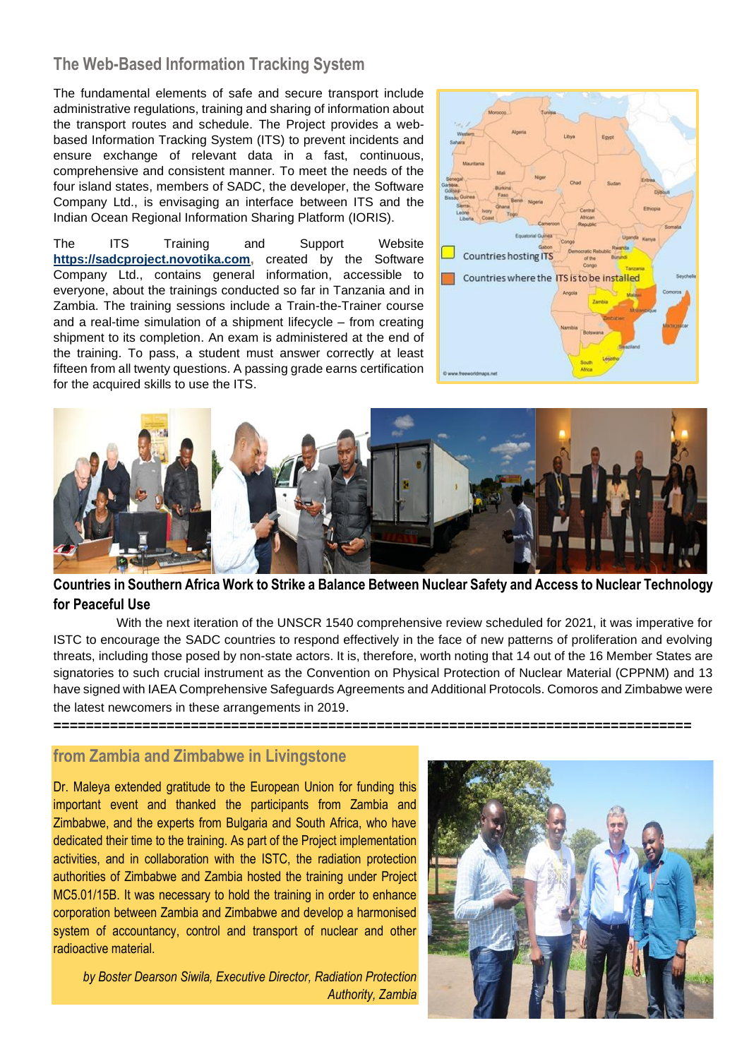## The Web-Based Information Tracking System

The fundamental elements of safe and secure transport include administrative regulations, training and sharing of information about the transport routes and schedule. The Project provides a web-based Information Tracking System (ITS) to prevent incidents and ensure exchange of relevant data in a fast, continuous, comprehensive and consistent manner. To meet the needs of the four island states, members of SADC, the developer, the Software Company Ltd., is envisaging an interface between ITS and the Indian Ocean Regional Information Sharing Platform (IORIS).

The ITS Training and Support Website **https://sadcproject.novotika.com**, created by the Software Company Ltd., contains general information, accessible to everyone, about the trainings conducted so far in Tanzania and in Zambia. The training sessions include a Train-the-Trainer course and a real-time simulation of a shipment lifecycle – from creating shipment to its completion. An exam is administered at the end of the training. To pass, a student must answer correctly at least fifteen from all twenty questions. A passing grade earns certification for the acquired skills to use the ITS.

Countries hosting ITS

Countries where the ITS is to be installed

## Countries in Southern Africa Work to Strike a Balance Between Nuclear Safety and Access to Nuclear Technology for Peaceful Use

With the next iteration of the UNSCR 1540 comprehensive review scheduled for 2021, it was imperative for ISTC to encourage the SADC countries to respond effectively in the face of new patterns of proliferation and evolving threats, including those posed by non-state actors. It is, therefore, worth noting that 14 out of the 16 Member States are signatories to such crucial instrument as the Convention on Physical Protection of Nuclear Material (CPPNM) and 13 have signed with IAEA Comprehensive Safeguards Agreements and Additional Protocols. Comoros and Zimbabwe were the latest newcomers in these arrangements in 2019.

===============================================================================

## from Zambia and Zimbabwe in Livingstone

Dr. Maleya extended gratitude to the European Union for funding this important event and thanked the participants from Zambia and Zimbabwe, and the experts from Bulgaria and South Africa, who have dedicated their time to the training. As part of the Project implementation activities, and in collaboration with the ISTC, the radiation protection authorities of Zimbabwe and Zambia hosted the training under Project MC5.01/15B. It was necessary to hold the training in order to enhance corporation between Zambia and Zimbabwe and develop a harmonised system of accountancy, control and transport of nuclear and other radioactive material.

*by Boster Dearson Siwila, Executive Director, Radiation Protection Authority, Zambia*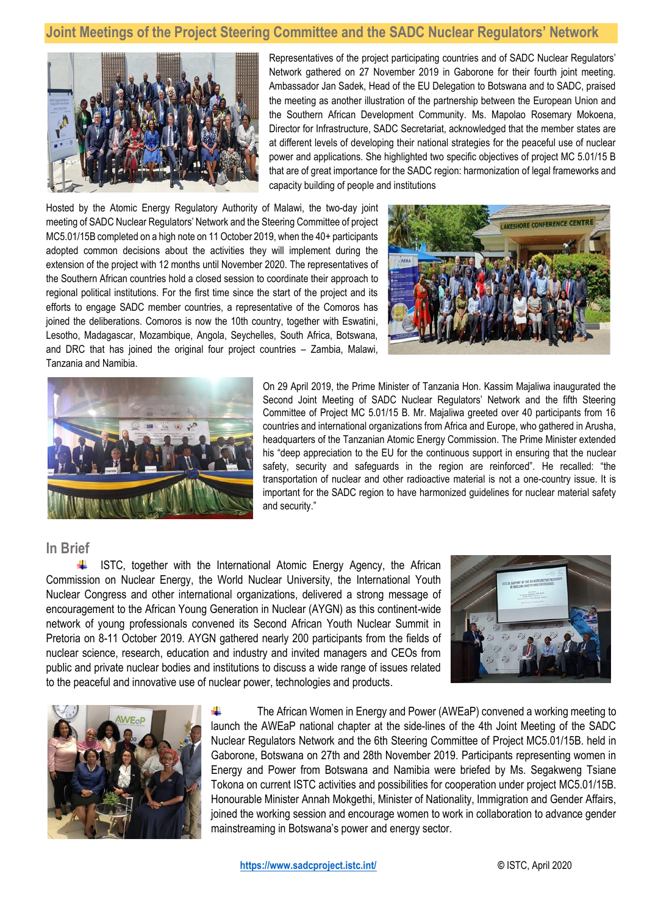## Joint Meetings of the Project Steering Committee and the SADC Nuclear Regulators' Network

Representatives of the project participating countries and of SADC Nuclear Regulators' Network gathered on 27 November 2019 in Gaborone for their fourth joint meeting. Ambassador Jan Sadek, Head of the EU Delegation to Botswana and to SADC, praised the meeting as another illustration of the partnership between the European Union and the Southern African Development Community. Ms. Mapolao Rosemary Mokoena, Director for Infrastructure, SADC Secretariat, acknowledged that the member states are at different levels of developing their national strategies for the peaceful use of nuclear power and applications. She highlighted two specific objectives of project MC 5.01/15 B that are of great importance for the SADC region: harmonization of legal frameworks and capacity building of people and institutions

Hosted by the Atomic Energy Regulatory Authority of Malawi, the two-day joint meeting of SADC Nuclear Regulators' Network and the Steering Committee of project MC5.01/15B completed on a high note on 11 October 2019, when the 40+ participants adopted common decisions about the activities they will implement during the extension of the project with 12 months until November 2020. The representatives of the Southern African countries hold a closed session to coordinate their approach to regional political institutions. For the first time since the start of the project and its efforts to engage SADC member countries, a representative of the Comoros has joined the deliberations. Comoros is now the 10th country, together with Eswatini, Lesotho, Madagascar, Mozambique, Angola, Seychelles, South Africa, Botswana, and DRC that has joined the original four project countries – Zambia, Malawi, Tanzania and Namibia.

On 29 April 2019, the Prime Minister of Tanzania Hon. Kassim Majaliwa inaugurated the Second Joint Meeting of SADC Nuclear Regulators' Network and the fifth Steering Committee of Project MC 5.01/15 B. Mr. Majaliwa greeted over 40 participants from 16 countries and international organizations from Africa and Europe, who gathered in Arusha, headquarters of the Tanzanian Atomic Energy Commission. The Prime Minister extended his "deep appreciation to the EU for the continuous support in ensuring that the nuclear safety, security and safeguards in the region are reinforced". He recalled: "the transportation of nuclear and other radioactive material is not a one-country issue. It is important for the SADC region to have harmonized guidelines for nuclear material safety and security."

## In Brief

- ISTC, together with the International Atomic Energy Agency, the African Commission on Nuclear Energy, the World Nuclear University, the International Youth Nuclear Congress and other international organizations, delivered a strong message of encouragement to the African Young Generation in Nuclear (AYGN) as this continent-wide network of young professionals convened its Second African Youth Nuclear Summit in Pretoria on 8-11 October 2019. AYGN gathered nearly 200 participants from the fields of nuclear science, research, education and industry and invited managers and CEOs from public and private nuclear bodies and institutions to discuss a wide range of issues related to the peaceful and innovative use of nuclear power, technologies and products.

- The African Women in Energy and Power (AWEaP) convened a working meeting to launch the AWEaP national chapter at the side-lines of the 4th Joint Meeting of the SADC Nuclear Regulators Network and the 6th Steering Committee of Project MC5.01/15B. held in Gaborone, Botswana on 27th and 28th November 2019. Participants representing women in Energy and Power from Botswana and Namibia were briefed by Ms. Segakweng Tsiane Tokona on current ISTC activities and possibilities for cooperation under project MC5.01/15B. Honourable Minister Annah Mokgethi, Minister of Nationality, Immigration and Gender Affairs, joined the working session and encourage women to work in collaboration to advance gender mainstreaming in Botswana's power and energy sector.

https://www.sadcproject.istc.int/

© ISTC, April 2020